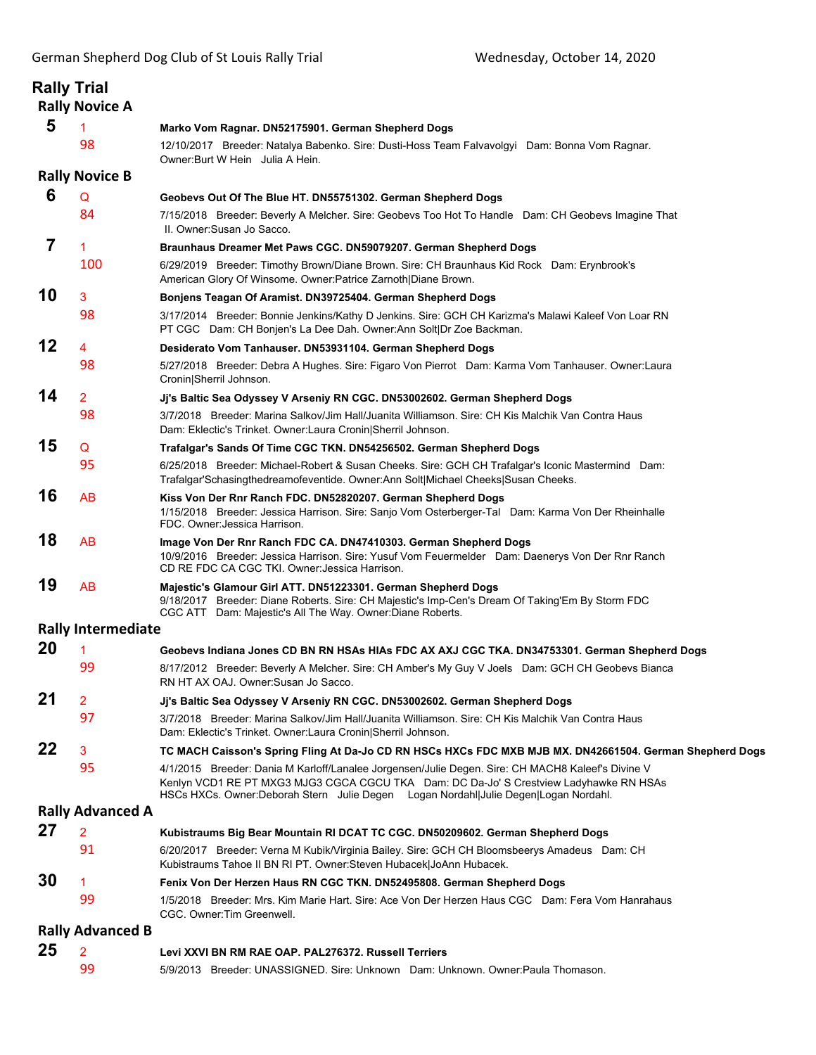# Rally Trial

## Rally Novice A

**5** — 1 — 98

**Marko Vom Ragnar. DN52175901. German Shepherd Dogs**
12/10/2017 Breeder: Natalya Babenko. Sire: Dusti-Hoss Team Falvavolgyi Dam: Bonna Vom Ragnar. Owner:Burt W Hein Julia A Hein.

## Rally Novice B

**6** — Q — 84

**Geobevs Out Of The Blue HT. DN55751302. German Shepherd Dogs**
7/15/2018 Breeder: Beverly A Melcher. Sire: Geobevs Too Hot To Handle Dam: CH Geobevs Imagine That II. Owner:Susan Jo Sacco.

**7** — 1 — 100

**Braunhaus Dreamer Met Paws CGC. DN59079207. German Shepherd Dogs**
6/29/2019 Breeder: Timothy Brown/Diane Brown. Sire: CH Braunhaus Kid Rock Dam: Erynbrook's American Glory Of Winsome. Owner:Patrice Zarnoth|Diane Brown.

**10** — 3 — 98

**Bonjens Teagan Of Aramist. DN39725404. German Shepherd Dogs**
3/17/2014 Breeder: Bonnie Jenkins/Kathy D Jenkins. Sire: GCH CH Karizma's Malawi Kaleef Von Loar RN PT CGC Dam: CH Bonjen's La Dee Dah. Owner:Ann Solt|Dr Zoe Backman.

**12** — 4 — 98

**Desiderato Vom Tanhauser. DN53931104. German Shepherd Dogs**
5/27/2018 Breeder: Debra A Hughes. Sire: Figaro Von Pierrot Dam: Karma Vom Tanhauser. Owner:Laura Cronin|Sherril Johnson.

**14** — 2 — 98

**Jj's Baltic Sea Odyssey V Arseniy RN CGC. DN53002602. German Shepherd Dogs**
3/7/2018 Breeder: Marina Salkov/Jim Hall/Juanita Williamson. Sire: CH Kis Malchik Van Contra Haus Dam: Eklectic's Trinket. Owner:Laura Cronin|Sherril Johnson.

**15** — Q — 95

**Trafalgar's Sands Of Time CGC TKN. DN54256502. German Shepherd Dogs**
6/25/2018 Breeder: Michael-Robert & Susan Cheeks. Sire: GCH CH Trafalgar's Iconic Mastermind Dam: Trafalgar'Schasingthedreamofeventide. Owner:Ann Solt|Michael Cheeks|Susan Cheeks.

**16** — AB

**Kiss Von Der Rnr Ranch FDC. DN52820207. German Shepherd Dogs**
1/15/2018 Breeder: Jessica Harrison. Sire: Sanjo Vom Osterberger-Tal Dam: Karma Von Der Rheinhalle FDC. Owner:Jessica Harrison.

**18** — AB

**Image Von Der Rnr Ranch FDC CA. DN47410303. German Shepherd Dogs**
10/9/2016 Breeder: Jessica Harrison. Sire: Yusuf Vom Feuermelder Dam: Daenerys Von Der Rnr Ranch CD RE FDC CA CGC TKI. Owner:Jessica Harrison.

**19** — AB

**Majestic's Glamour Girl ATT. DN51223301. German Shepherd Dogs**
9/18/2017 Breeder: Diane Roberts. Sire: CH Majestic's Imp-Cen's Dream Of Taking'Em By Storm FDC CGC ATT Dam: Majestic's All The Way. Owner:Diane Roberts.

## Rally Intermediate

**20** — 1 — 99

**Geobevs Indiana Jones CD BN RN HSAs HIAs FDC AX AXJ CGC TKA. DN34753301. German Shepherd Dogs**
8/17/2012 Breeder: Beverly A Melcher. Sire: CH Amber's My Guy V Joels Dam: GCH CH Geobevs Bianca RN HT AX OAJ. Owner:Susan Jo Sacco.

**21** — 2 — 97

**Jj's Baltic Sea Odyssey V Arseniy RN CGC. DN53002602. German Shepherd Dogs**
3/7/2018 Breeder: Marina Salkov/Jim Hall/Juanita Williamson. Sire: CH Kis Malchik Van Contra Haus Dam: Eklectic's Trinket. Owner:Laura Cronin|Sherril Johnson.

**22** — 3 — 95

**TC MACH Caisson's Spring Fling At Da-Jo CD RN HSCs HXCs FDC MXB MJB MX. DN42661504. German Shepherd Dogs**
4/1/2015 Breeder: Dania M Karloff/Lanalee Jorgensen/Julie Degen. Sire: CH MACH8 Kaleef's Divine V Kenlyn VCD1 RE PT MXG3 MJG3 CGCA CGCU TKA Dam: DC Da-Jo' S Crestview Ladyhawke RN HSAs HSCs HXCs. Owner:Deborah Stern Julie Degen Logan Nordahl|Julie Degen|Logan Nordahl.

## Rally Advanced A

**27** — 2 — 91

**Kubistraums Big Bear Mountain RI DCAT TC CGC. DN50209602. German Shepherd Dogs**
6/20/2017 Breeder: Verna M Kubik/Virginia Bailey. Sire: GCH CH Bloomsbeerys Amadeus Dam: CH Kubistraums Tahoe II BN RI PT. Owner:Steven Hubacek|JoAnn Hubacek.

**30** — 1 — 99

**Fenix Von Der Herzen Haus RN CGC TKN. DN52495808. German Shepherd Dogs**
1/5/2018 Breeder: Mrs. Kim Marie Hart. Sire: Ace Von Der Herzen Haus CGC Dam: Fera Vom Hanrahaus CGC. Owner:Tim Greenwell.

## Rally Advanced B

**25** — 2 — 99

**Levi XXVI BN RM RAE OAP. PAL276372. Russell Terriers**
5/9/2013 Breeder: UNASSIGNED. Sire: Unknown Dam: Unknown. Owner:Paula Thomason.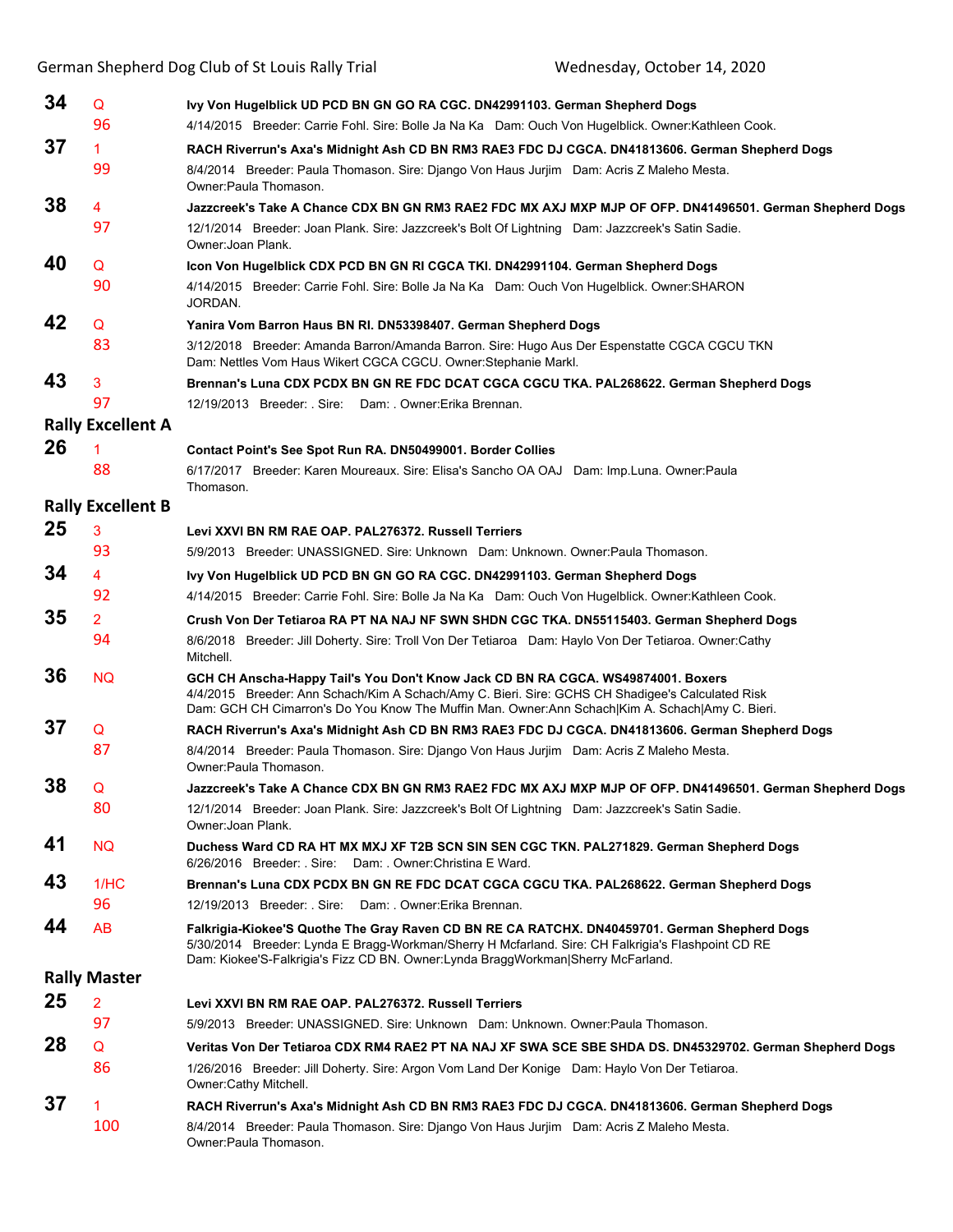**34** Q **Ivy Von Hugelblick UD PCD BN GN GO RA CGC. DN42991103. German Shepherd Dogs**
96 4/14/2015 Breeder: Carrie Fohl. Sire: Bolle Ja Na Ka Dam: Ouch Von Hugelblick. Owner:Kathleen Cook.

**37** 1 **RACH Riverrun's Axa's Midnight Ash CD BN RM3 RAE3 FDC DJ CGCA. DN41813606. German Shepherd Dogs**
99 8/4/2014 Breeder: Paula Thomason. Sire: Django Von Haus Jurjim Dam: Acris Z Maleho Mesta. Owner:Paula Thomason.

**38** 4 **Jazzcreek's Take A Chance CDX BN GN RM3 RAE2 FDC MX AXJ MXP MJP OF OFP. DN41496501. German Shepherd Dogs**
97 12/1/2014 Breeder: Joan Plank. Sire: Jazzcreek's Bolt Of Lightning Dam: Jazzcreek's Satin Sadie. Owner:Joan Plank.

**40** Q **Icon Von Hugelblick CDX PCD BN GN RI CGCA TKI. DN42991104. German Shepherd Dogs**
90 4/14/2015 Breeder: Carrie Fohl. Sire: Bolle Ja Na Ka Dam: Ouch Von Hugelblick. Owner:SHARON JORDAN.

**42** Q **Yanira Vom Barron Haus BN RI. DN53398407. German Shepherd Dogs**
83 3/12/2018 Breeder: Amanda Barron/Amanda Barron. Sire: Hugo Aus Der Espenstatte CGCA CGCU TKN Dam: Nettles Vom Haus Wikert CGCA CGCU. Owner:Stephanie Markl.

**43** 3 **Brennan's Luna CDX PCDX BN GN RE FDC DCAT CGCA CGCU TKA. PAL268622. German Shepherd Dogs**
97 12/19/2013 Breeder: . Sire: Dam: . Owner:Erika Brennan.

## Rally Excellent A

**26** 1 **Contact Point's See Spot Run RA. DN50499001. Border Collies**
88 6/17/2017 Breeder: Karen Moureaux. Sire: Elisa's Sancho OA OAJ Dam: Imp.Luna. Owner:Paula Thomason.

## Rally Excellent B

**25** 3 **Levi XXVI BN RM RAE OAP. PAL276372. Russell Terriers**
93 5/9/2013 Breeder: UNASSIGNED. Sire: Unknown Dam: Unknown. Owner:Paula Thomason.

**34** 4 **Ivy Von Hugelblick UD PCD BN GN GO RA CGC. DN42991103. German Shepherd Dogs**
92 4/14/2015 Breeder: Carrie Fohl. Sire: Bolle Ja Na Ka Dam: Ouch Von Hugelblick. Owner:Kathleen Cook.

**35** 2 **Crush Von Der Tetiaroa RA PT NA NAJ NF SWN SHDN CGC TKA. DN55115403. German Shepherd Dogs**
94 8/6/2018 Breeder: Jill Doherty. Sire: Troll Von Der Tetiaroa Dam: Haylo Von Der Tetiaroa. Owner:Cathy Mitchell.

**36** NQ **GCH CH Anscha-Happy Tail's You Don't Know Jack CD BN RA CGCA. WS49874001. Boxers**
4/4/2015 Breeder: Ann Schach/Kim A Schach/Amy C. Bieri. Sire: GCHS CH Shadigee's Calculated Risk Dam: GCH CH Cimarron's Do You Know The Muffin Man. Owner:Ann Schach|Kim A. Schach|Amy C. Bieri.

**37** Q **RACH Riverrun's Axa's Midnight Ash CD BN RM3 RAE3 FDC DJ CGCA. DN41813606. German Shepherd Dogs**
87 8/4/2014 Breeder: Paula Thomason. Sire: Django Von Haus Jurjim Dam: Acris Z Maleho Mesta. Owner:Paula Thomason.

**38** Q **Jazzcreek's Take A Chance CDX BN GN RM3 RAE2 FDC MX AXJ MXP MJP OF OFP. DN41496501. German Shepherd Dogs**
80 12/1/2014 Breeder: Joan Plank. Sire: Jazzcreek's Bolt Of Lightning Dam: Jazzcreek's Satin Sadie. Owner:Joan Plank.

**41** NQ **Duchess Ward CD RA HT MX MXJ XF T2B SCN SIN SEN CGC TKN. PAL271829. German Shepherd Dogs**
6/26/2016 Breeder: . Sire: Dam: . Owner:Christina E Ward.

**43** 1/HC **Brennan's Luna CDX PCDX BN GN RE FDC DCAT CGCA CGCU TKA. PAL268622. German Shepherd Dogs**
96 12/19/2013 Breeder: . Sire: Dam: . Owner:Erika Brennan.

**44** AB **Falkrigia-Kiokee'S Quothe The Gray Raven CD BN RE CA RATCHX. DN40459701. German Shepherd Dogs**
5/30/2014 Breeder: Lynda E Bragg-Workman/Sherry H Mcfarland. Sire: CH Falkrigia's Flashpoint CD RE Dam: Kiokee'S-Falkrigia's Fizz CD BN. Owner:Lynda BraggWorkman|Sherry McFarland.

## Rally Master

**25** 2 **Levi XXVI BN RM RAE OAP. PAL276372. Russell Terriers**
97 5/9/2013 Breeder: UNASSIGNED. Sire: Unknown Dam: Unknown. Owner:Paula Thomason.

**28** Q **Veritas Von Der Tetiaroa CDX RM4 RAE2 PT NA NAJ XF SWA SCE SBE SHDA DS. DN45329702. German Shepherd Dogs**
86 1/26/2016 Breeder: Jill Doherty. Sire: Argon Vom Land Der Konige Dam: Haylo Von Der Tetiaroa. Owner:Cathy Mitchell.

**37** 1 **RACH Riverrun's Axa's Midnight Ash CD BN RM3 RAE3 FDC DJ CGCA. DN41813606. German Shepherd Dogs**
100 8/4/2014 Breeder: Paula Thomason. Sire: Django Von Haus Jurjim Dam: Acris Z Maleho Mesta. Owner:Paula Thomason.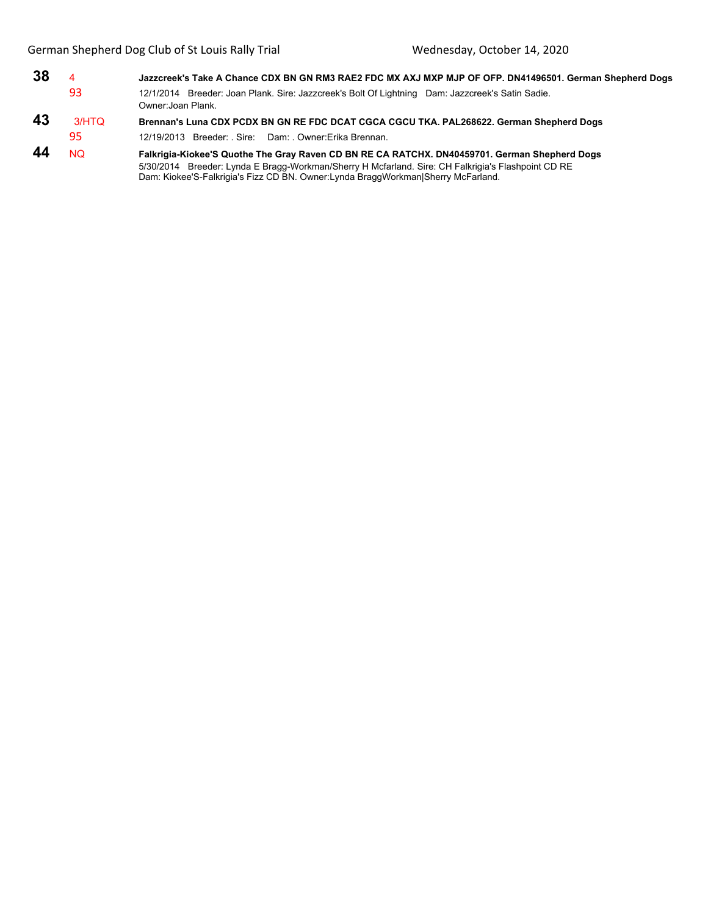**38** 4
93

**Jazzcreek's Take A Chance CDX BN GN RM3 RAE2 FDC MX AXJ MXP MJP OF OFP. DN41496501. German Shepherd Dogs**
12/1/2014 Breeder: Joan Plank. Sire: Jazzcreek's Bolt Of Lightning Dam: Jazzcreek's Satin Sadie.
Owner:Joan Plank.

**43** 3/HTQ
95

**Brennan's Luna CDX PCDX BN GN RE FDC DCAT CGCA CGCU TKA. PAL268622. German Shepherd Dogs**
12/19/2013 Breeder: . Sire: Dam: . Owner:Erika Brennan.

**44** NQ

**Falkrigia-Kiokee'S Quothe The Gray Raven CD BN RE CA RATCHX. DN40459701. German Shepherd Dogs**
5/30/2014 Breeder: Lynda E Bragg-Workman/Sherry H Mcfarland. Sire: CH Falkrigia's Flashpoint CD RE
Dam: Kiokee'S-Falkrigia's Fizz CD BN. Owner:Lynda BraggWorkman|Sherry McFarland.